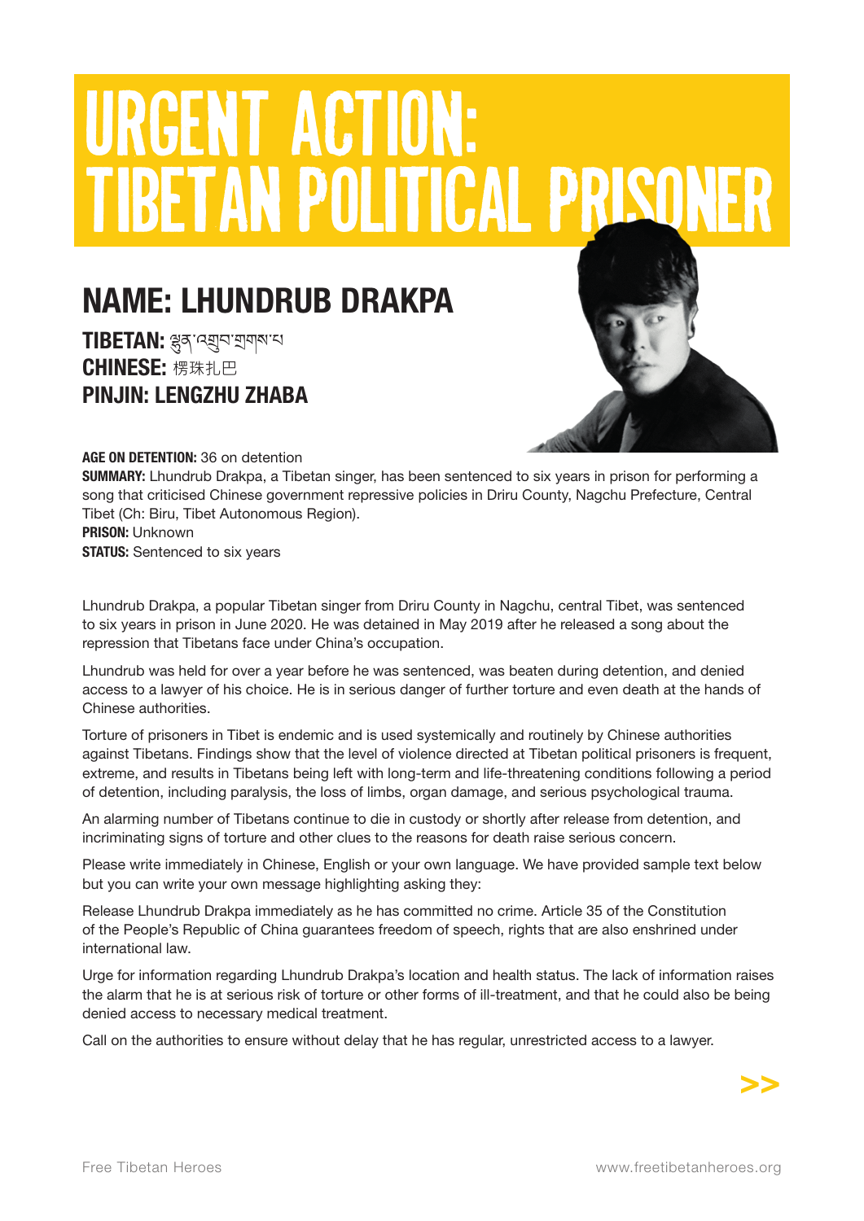# URGENT ACTION: TIBETAN POLITICAL PRISONER

## NAME: LHUNDRUB DRAKPA

**TIBETAN:** ལྷུན་འགྲུབ་གྲགས་པ
**CHINESE:** 楞珠扎巴
**PINJIN: LENGZHU ZHABA**

**AGE ON DETENTION:** 36 on detention
**SUMMARY:** Lhundrub Drakpa, a Tibetan singer, has been sentenced to six years in prison for performing a song that criticised Chinese government repressive policies in Driru County, Nagchu Prefecture, Central Tibet (Ch: Biru, Tibet Autonomous Region).
**PRISON:** Unknown
**STATUS:** Sentenced to six years

Lhundrub Drakpa, a popular Tibetan singer from Driru County in Nagchu, central Tibet, was sentenced to six years in prison in June 2020. He was detained in May 2019 after he released a song about the repression that Tibetans face under China's occupation.

Lhundrub was held for over a year before he was sentenced, was beaten during detention, and denied access to a lawyer of his choice. He is in serious danger of further torture and even death at the hands of Chinese authorities.

Torture of prisoners in Tibet is endemic and is used systemically and routinely by Chinese authorities against Tibetans. Findings show that the level of violence directed at Tibetan political prisoners is frequent, extreme, and results in Tibetans being left with long-term and life-threatening conditions following a period of detention, including paralysis, the loss of limbs, organ damage, and serious psychological trauma.

An alarming number of Tibetans continue to die in custody or shortly after release from detention, and incriminating signs of torture and other clues to the reasons for death raise serious concern.

Please write immediately in Chinese, English or your own language. We have provided sample text below but you can write your own message highlighting asking they:

Release Lhundrub Drakpa immediately as he has committed no crime. Article 35 of the Constitution of the People's Republic of China guarantees freedom of speech, rights that are also enshrined under international law.

Urge for information regarding Lhundrub Drakpa's location and health status. The lack of information raises the alarm that he is at serious risk of torture or other forms of ill-treatment, and that he could also be being denied access to necessary medical treatment.

Call on the authorities to ensure without delay that he has regular, unrestricted access to a lawyer.

>>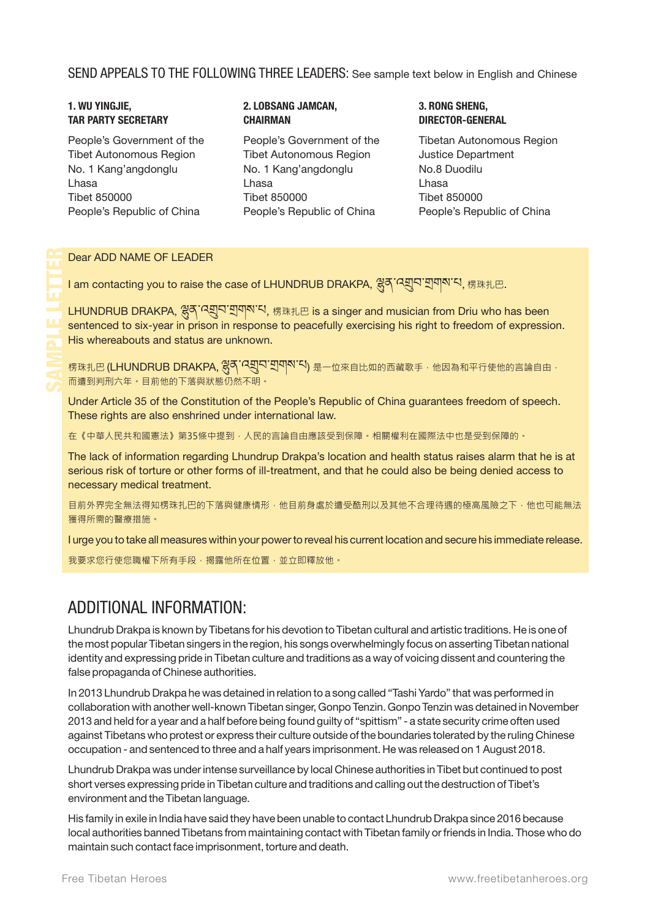SEND APPEALS TO THE FOLLOWING THREE LEADERS: See sample text below in English and Chinese

**1. WU YINGJIE, TAR PARTY SECRETARY**

People's Government of the
Tibet Autonomous Region
No. 1 Kang'angdonglu
Lhasa
Tibet 850000
People's Republic of China

**2. LOBSANG JAMCAN, CHAIRMAN**

People's Government of the
Tibet Autonomous Region
No. 1 Kang'angdonglu
Lhasa
Tibet 850000
People's Republic of China

**3. RONG SHENG, DIRECTOR-GENERAL**

Tibetan Autonomous Region
Justice Department
No.8 Duodilu
Lhasa
Tibet 850000
People's Republic of China

SAMPLE LETTER

Dear ADD NAME OF LEADER

I am contacting you to raise the case of LHUNDRUB DRAKPA, ལྷུན་འགྲུབ་གྲགས་པ, 楞珠扎巴.

LHUNDRUB DRAKPA, ལྷུན་འགྲུབ་གྲགས་པ, 楞珠扎巴 is a singer and musician from Driu who has been sentenced to six-year in prison in response to peacefully exercising his right to freedom of expression. His whereabouts and status are unknown.

楞珠扎巴 (LHUNDRUB DRAKPA, ལྷུན་འགྲུབ་གྲགས་པ) 是一位來自比如的西藏歌手，他因為和平行使他的言論自由，而遭到判刑六年。目前他的下落與狀態仍然不明。

Under Article 35 of the Constitution of the People's Republic of China guarantees freedom of speech. These rights are also enshrined under international law.

在《中華人民共和國憲法》第35條中提到，人民的言論自由應該受到保障。相關權利在國際法中也是受到保障的。

The lack of information regarding Lhundrup Drakpa's location and health status raises alarm that he is at serious risk of torture or other forms of ill-treatment, and that he could also be being denied access to necessary medical treatment.

目前外界完全無法得知楞珠扎巴的下落與健康情形，他目前身處於遭受酷刑以及其他不合理待遇的極高風險之下，他也可能無法獲得所需的醫療措施。

I urge you to take all measures within your power to reveal his current location and secure his immediate release.

我要求您行使您職權下所有手段，揭露他所在位置，並立即釋放他。

## ADDITIONAL INFORMATION:

Lhundrub Drakpa is known by Tibetans for his devotion to Tibetan cultural and artistic traditions. He is one of the most popular Tibetan singers in the region, his songs overwhelmingly focus on asserting Tibetan national identity and expressing pride in Tibetan culture and traditions as a way of voicing dissent and countering the false propaganda of Chinese authorities.

In 2013 Lhundrub Drakpa he was detained in relation to a song called "Tashi Yardo" that was performed in collaboration with another well-known Tibetan singer, Gonpo Tenzin. Gonpo Tenzin was detained in November 2013 and held for a year and a half before being found guilty of "spittism" - a state security crime often used against Tibetans who protest or express their culture outside of the boundaries tolerated by the ruling Chinese occupation - and sentenced to three and a half years imprisonment. He was released on 1 August 2018.

Lhundrub Drakpa was under intense surveillance by local Chinese authorities in Tibet but continued to post short verses expressing pride in Tibetan culture and traditions and calling out the destruction of Tibet's environment and the Tibetan language.

His family in exile in India have said they have been unable to contact Lhundrub Drakpa since 2016 because local authorities banned Tibetans from maintaining contact with Tibetan family or friends in India. Those who do maintain such contact face imprisonment, torture and death.